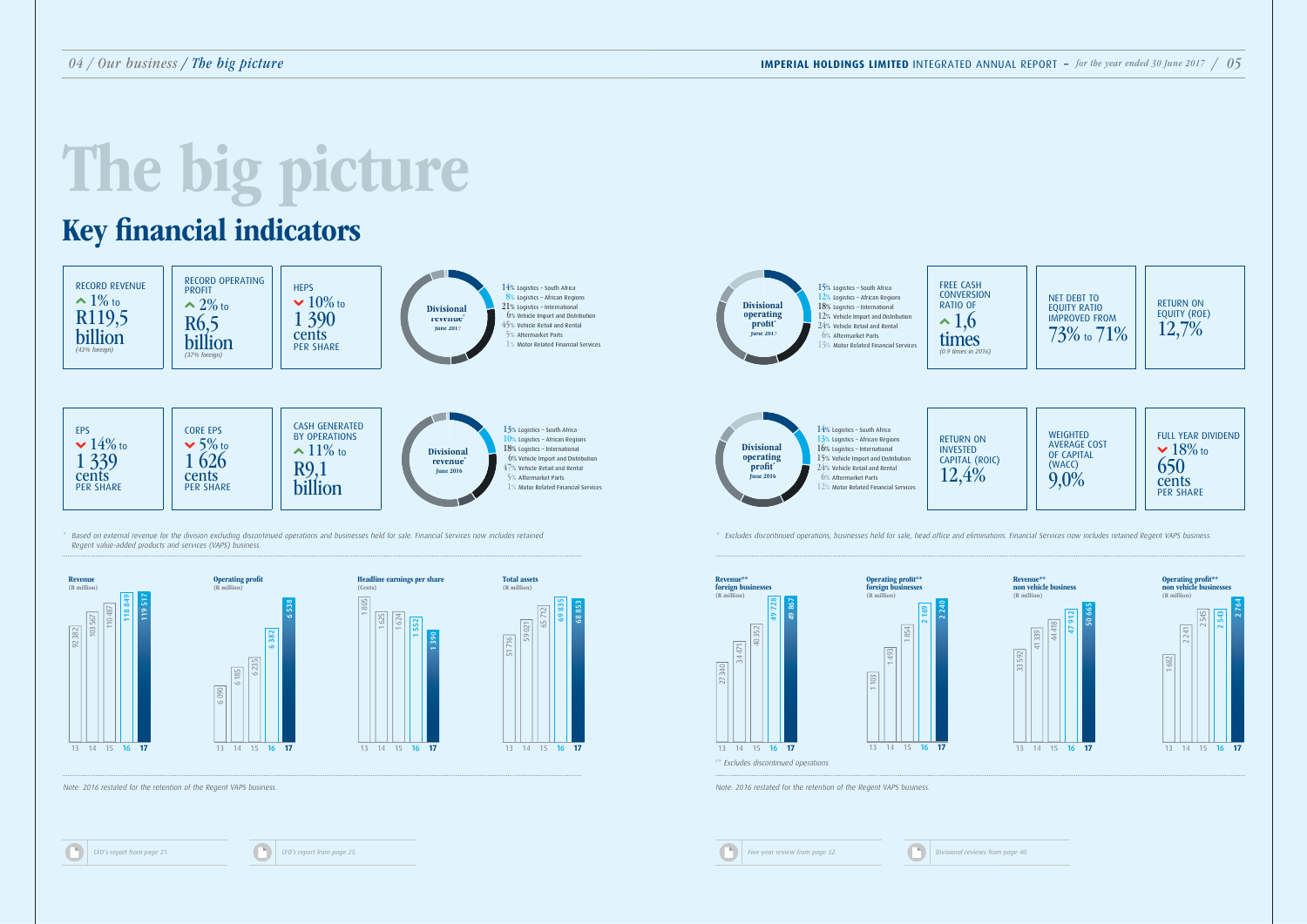# The big picture

## Key financial indicators

**RECORD REVENUE**
▲ 1% to
R119,5 billion
*(43% foreign)*

**RECORD OPERATING PROFIT**
▲ 2% to
R6,5 billion
*(37% foreign)*

**HEPS**
▼ 10% to
1 390 cents PER SHARE

**EPS**
▼ 14% to
1 339 cents PER SHARE

**CORE EPS**
▼ 5% to
1 626 cents PER SHARE

**CASH GENERATED BY OPERATIONS**
▲ 11% to
R9,1 billion

**Divisional revenue* June 2017**

- 14% Logistics – South Africa
- 8% Logistics – African Regions
- 21% Logistics – International
- 6% Vehicle Import and Distribution
- 45% Vehicle Retail and Rental
- 5% Aftermarket Parts
- 1% Motor Related Financial Services

**Divisional revenue* June 2016**

- 13% Logistics – South Africa
- 10% Logistics – African Regions
- 18% Logistics – International
- 6% Vehicle Import and Distribution
- 47% Vehicle Retail and Rental
- 5% Aftermarket Parts
- 1% Motor Related Financial Services

\* Based on external revenue for the division excluding discontinued operations and businesses held for sale. Financial Services now includes retained Regent value-added products and services (VAPS) business.

**Divisional operating profit* June 2017**

- 15% Logistics – South Africa
- 12% Logistics – African Regions
- 18% Logistics – International
- 12% Vehicle Import and Distribution
- 24% Vehicle Retail and Rental
- 6% Aftermarket Parts
- 13% Motor Related Financial Services

**Divisional operating profit* June 2016**

- 14% Logistics – South Africa
- 13% Logistics – African Regions
- 16% Logistics – International
- 15% Vehicle Import and Distribution
- 24% Vehicle Retail and Rental
- 6% Aftermarket Parts
- 12% Motor Related Financial Services

\* Excludes discontinued operations, businesses held for sale, head office and eliminations. Financial Services now includes retained Regent VAPS business.

**FREE CASH CONVERSION RATIO OF**
▲ 1,6 times
*(0,9 times in 2016)*

**NET DEBT TO EQUITY RATIO IMPROVED FROM**
73% to 71%

**RETURN ON EQUITY (ROE)**
12,7%

**RETURN ON INVESTED CAPITAL (ROIC)**
12,4%

**WEIGHTED AVERAGE COST OF CAPITAL (WACC)**
9,0%

**FULL YEAR DIVIDEND**
▼ 18% to
650 cents PER SHARE

| Year | Revenue (R million) | Operating profit (R million) | Headline earnings per share (Cents) | Total assets (R million) |
|---|---|---|---|---|
| 13 | 92 382 | 6 090 | 1 805 | 51 716 |
| 14 | 103 567 | 6 185 | 1 625 | 59 021 |
| 15 | 110 482 | 6 235 | 1 624 | 65 712 |
| 16 | 118 849 | 6 382 | 1 552 | 69 835 |
| 17 | 119 517 | 6 538 | 1 390 | 68 853 |

*Note: 2016 restated for the retention of the Regent VAPS business.*

| Year | Revenue** foreign businesses (R million) | Operating profit** foreign businesses (R million) | Revenue** non vehicle business (R million) | Operating profit** non vehicle businesses (R million) |
|---|---|---|---|---|
| 13 | 27 340 | 1 103 | 33 592 | 1 682 |
| 14 | 34 471 | 1 493 | 41 339 | 2 241 |
| 15 | 40 352 | 1 854 | 44 418 | 2 545 |
| 16 | 49 728 | 2 169 | 47 912 | 2 543 |
| 17 | 49 867 | 2 240 | 50 665 | 2 764 |

\*\* Excludes discontinued operations.

*Note: 2016 restated for the retention of the Regent VAPS business.*

*CEO's report from page 21.*

*CFO's report from page 25.*

*Five-year review from page 32.*

*Divisional reviews from page 40.*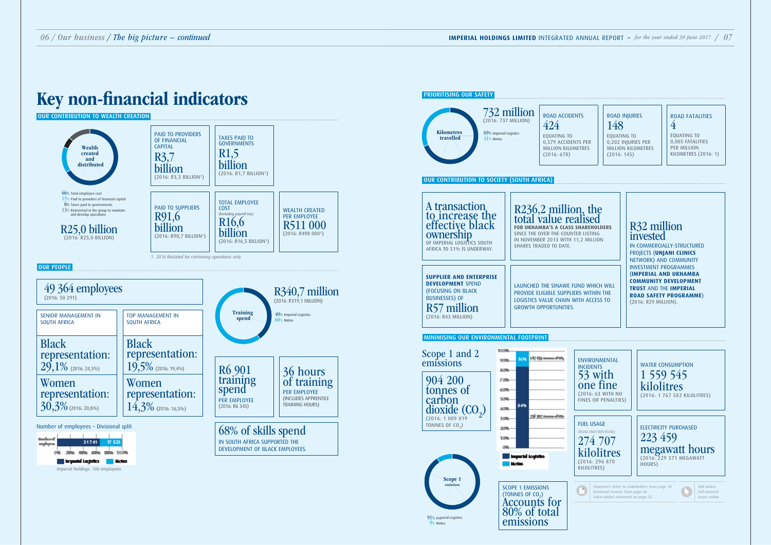# Key non-financial indicators

## OUR CONTRIBUTION TO WEALTH CREATION

Wealth created and distributed

66% Total employee cost
15% Paid to providers of financial capital
6% Taxes paid to governments
13% Reinvested in the group to maintain and develop operations

R25,0 billion
(2016: R25,0 BILLION)

PAID TO PROVIDERS OF FINANCIAL CAPITAL
R3,7 billion
(2016: R3,3 BILLION[1])

TAXES PAID TO GOVERNMENTS
R1,5 billion
(2016: R1,7 BILLION[1])

PAID TO SUPPLIERS
R91,6 billion
(2016: R90,7 BILLION[1])

TOTAL EMPLOYEE COST
*(Including payroll tax)*
R16,6 billion
(2016: R16,5 BILLION[1])

WEALTH CREATED PER EMPLOYEE
R511 000
(2016: R498 000[1])

1. 2016 Restated for continuing operations only.

## OUR PEOPLE

49 364 employees
(2016: 50 291)

| SENIOR MANAGEMENT IN SOUTH AFRICA | TOP MANAGEMENT IN SOUTH AFRICA |
|---|---|
| Black representation: 29,1% (2016: 24,3%) | Black representation: 19,5% (2016: 19,4%) |
| Women representation: 30,3% (2016: 20,8%) | Women representation: 14,3% (2016: 16,5%) |

Number of employees – Divisional split

31 741
17 523
Imperial Logistics
Motus

*Imperial Holdings: 100 employees.*

Training spend

R340,7 million
(2016: R319,1 MILLION)

40% Imperial Logistics
60% Motus

R6 901 training spend
PER EMPLOYEE
(2016: R6 345)

36 hours of training
PER EMPLOYEE
(INCLUDES APPRENTICE TRAINING HOURS)

68% of skills spend
IN SOUTH AFRICA SUPPORTED THE DEVELOPMENT OF BLACK EMPLOYEES.

## PRIORITISING OUR SAFETY

Kilometres travelled

732 million
(2016: 737 MILLION)

69% Imperial Logistics
31% Motus

ROAD ACCIDENTS
424
EQUATING TO 0,579 ACCIDENTS PER MILLION KILOMETRES
(2016: 678)

ROAD INJURIES
148
EQUATING TO 0,202 INJURIES PER MILLION KILOMETRES
(2016: 145)

ROAD FATALITIES
4
EQUATING TO 0,005 FATALITIES PER MILLION KILOMETRES (2016: 1)

## OUR CONTRIBUTION TO SOCIETY (SOUTH AFRICA)

A transaction to increase the effective black ownership
OF IMPERIAL LOGISTICS SOUTH AFRICA TO 51% IS UNDERWAY.

R236,2 million, the total value realised
**FOR UKHAMBA'S A CLASS SHAREHOLDERS** SINCE THE OVER-THE-COUNTER LISTING IN NOVEMBER 2013 WITH 11,2 MILLION SHARES TRADED TO DATE.

R32 million invested
IN COMMERCIALLY-STRUCTURED PROJECTS (**UNJANI CLINICS** NETWORK) AND COMMUNITY INVESTMENT PROGRAMMES (**IMPERIAL AND UKHAMBA COMMUNITY DEVELOPMENT TRUST** AND THE **IMPERIAL ROAD SAFETY PROGRAMME**)
(2016: R29 MILLION).

**SUPPLIER AND ENTERPRISE DEVELOPMENT** SPEND (FOCUSING ON BLACK BUSINESSES) OF
R57 million
(2016: R43 MILLION)

LAUNCHED THE SINAWE FUND WHICH WILL PROVIDE ELIGIBLE SUPPLIERS WITHIN THE LOGISTICS VALUE CHAIN WITH ACCESS TO GROWTH OPPORTUNITIES.

## MINIMISING OUR ENVIRONMENTAL FOOTPRINT

Scope 1 and 2 emissions

904 200 tonnes of carbon dioxide ($CO_2$)
(2016: 1 009 819 TONNES OF $CO_2$)

100%
90%
80%
70%
60%
50%
40%
30%
20%
10%
0%
16%
84%
Imperial Logistics
Motus

Scope 1 emissions

91% Imperial Logistics
9% Motus

SCOPE 1 EMISSIONS (TONNES OF $CO_2$)
Accounts for 80% of total emissions

ENVIRONMENTAL INCIDENTS
53 with one fine
(2016: 63 WITH NO FINES OR PENALTIES)

WATER CONSUMPTION
1 559 545 kilolitres
(2016: 1 767 582 KILOLITRES)

FUEL USAGE
(ROAD AND NON-ROAD)
274 707 kilolitres
(2016: 296 870 KILOLITRES)

ELECTRICITY PURCHASED
223 459 megawatt hours
(2016: 229 371 MEGAWATT HOURS)

*Chairman's letter to stakeholders from page 18*
*Divisional reviews from page 40.*
*Value-added statement on page 35.*

*SDR online.*
*Full material issues online.*